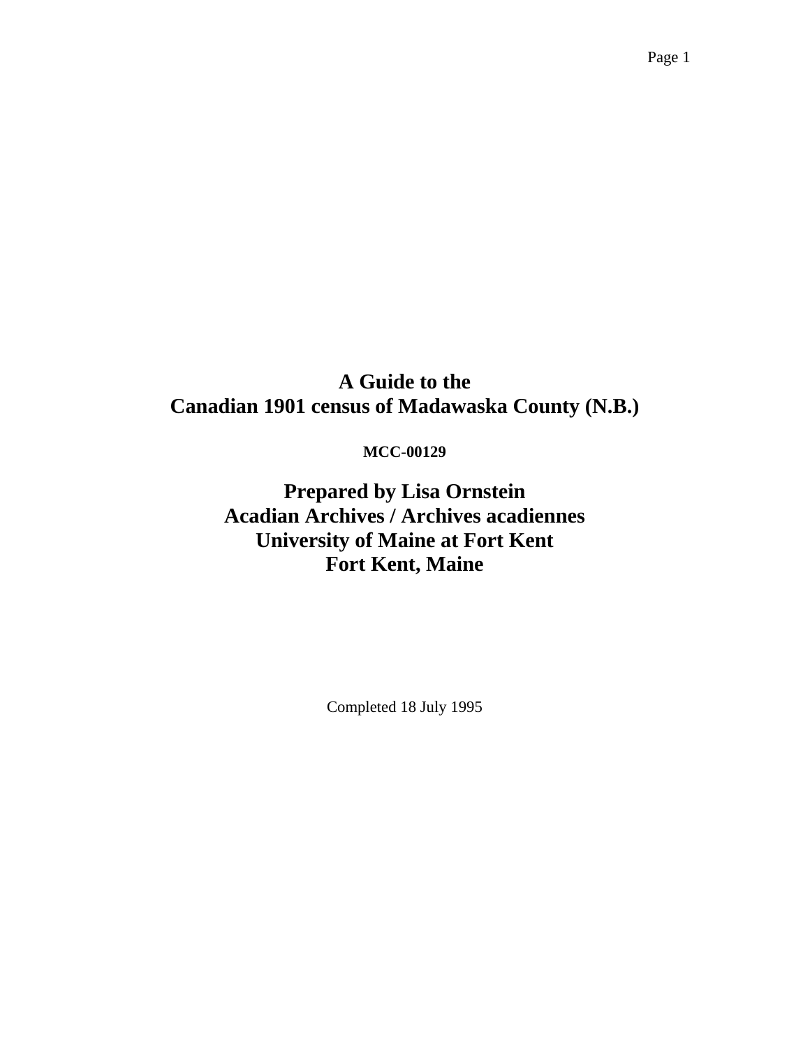# A Guide to the Canadian 1901 census of Madawaska County (N.B.)

**MCC-00129**

## Prepared by Lisa Ornstein
## Acadian Archives / Archives acadiennes
## University of Maine at Fort Kent
## Fort Kent, Maine

Completed 18 July 1995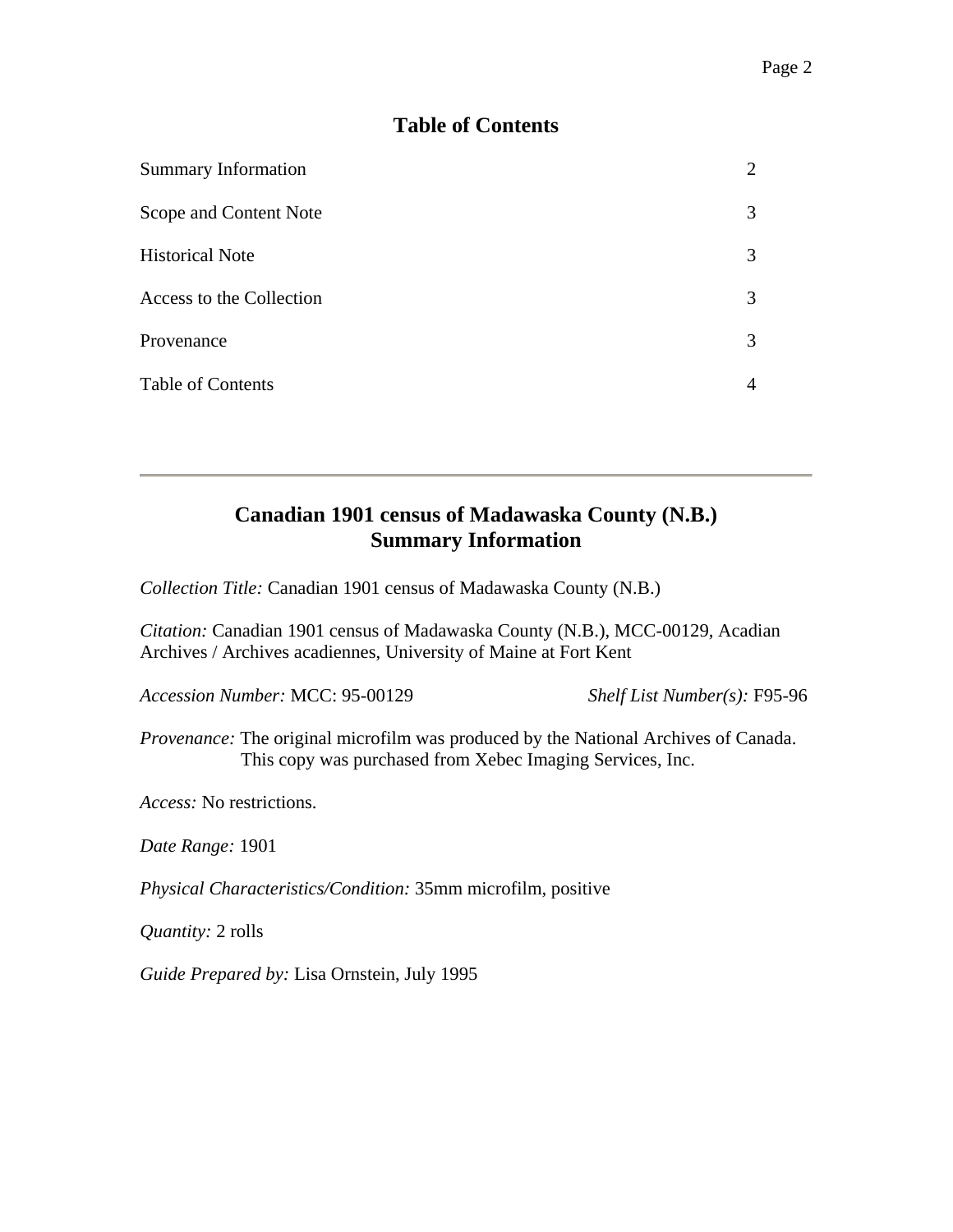## Table of Contents

| | |
|---|---|
| Summary Information | 2 |
| Scope and Content Note | 3 |
| Historical Note | 3 |
| Access to the Collection | 3 |
| Provenance | 3 |
| Table of Contents | 4 |

---

## Canadian 1901 census of Madawaska County (N.B.)
## Summary Information

*Collection Title:* Canadian 1901 census of Madawaska County (N.B.)

*Citation:* Canadian 1901 census of Madawaska County (N.B.), MCC-00129, Acadian Archives / Archives acadiennes, University of Maine at Fort Kent

*Accession Number:* MCC: 95-00129 *Shelf List Number(s):* F95-96

*Provenance:* The original microfilm was produced by the National Archives of Canada. This copy was purchased from Xebec Imaging Services, Inc.

*Access:* No restrictions.

*Date Range:* 1901

*Physical Characteristics/Condition:* 35mm microfilm, positive

*Quantity:* 2 rolls

*Guide Prepared by:* Lisa Ornstein, July 1995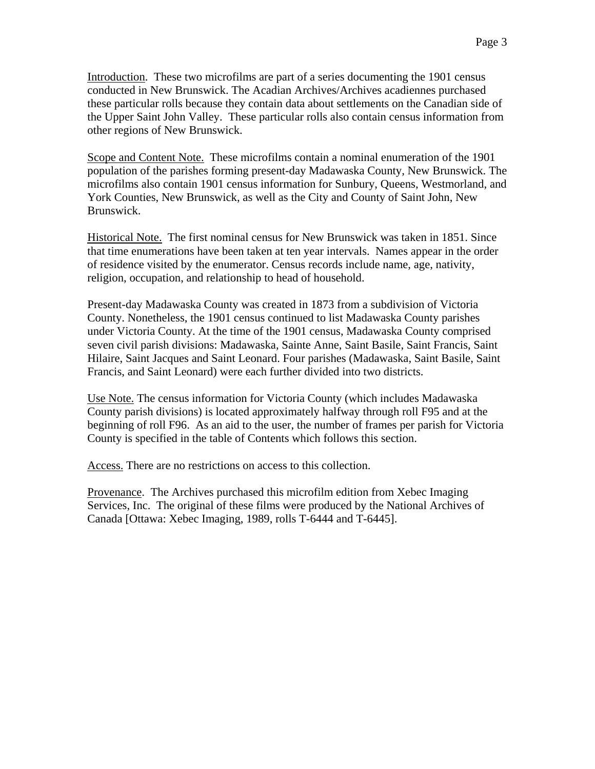Introduction. These two microfilms are part of a series documenting the 1901 census conducted in New Brunswick. The Acadian Archives/Archives acadiennes purchased these particular rolls because they contain data about settlements on the Canadian side of the Upper Saint John Valley. These particular rolls also contain census information from other regions of New Brunswick.

Scope and Content Note. These microfilms contain a nominal enumeration of the 1901 population of the parishes forming present-day Madawaska County, New Brunswick. The microfilms also contain 1901 census information for Sunbury, Queens, Westmorland, and York Counties, New Brunswick, as well as the City and County of Saint John, New Brunswick.

Historical Note. The first nominal census for New Brunswick was taken in 1851. Since that time enumerations have been taken at ten year intervals. Names appear in the order of residence visited by the enumerator. Census records include name, age, nativity, religion, occupation, and relationship to head of household.

Present-day Madawaska County was created in 1873 from a subdivision of Victoria County. Nonetheless, the 1901 census continued to list Madawaska County parishes under Victoria County. At the time of the 1901 census, Madawaska County comprised seven civil parish divisions: Madawaska, Sainte Anne, Saint Basile, Saint Francis, Saint Hilaire, Saint Jacques and Saint Leonard. Four parishes (Madawaska, Saint Basile, Saint Francis, and Saint Leonard) were each further divided into two districts.

Use Note. The census information for Victoria County (which includes Madawaska County parish divisions) is located approximately halfway through roll F95 and at the beginning of roll F96. As an aid to the user, the number of frames per parish for Victoria County is specified in the table of Contents which follows this section.

Access. There are no restrictions on access to this collection.

Provenance. The Archives purchased this microfilm edition from Xebec Imaging Services, Inc. The original of these films were produced by the National Archives of Canada [Ottawa: Xebec Imaging, 1989, rolls T-6444 and T-6445].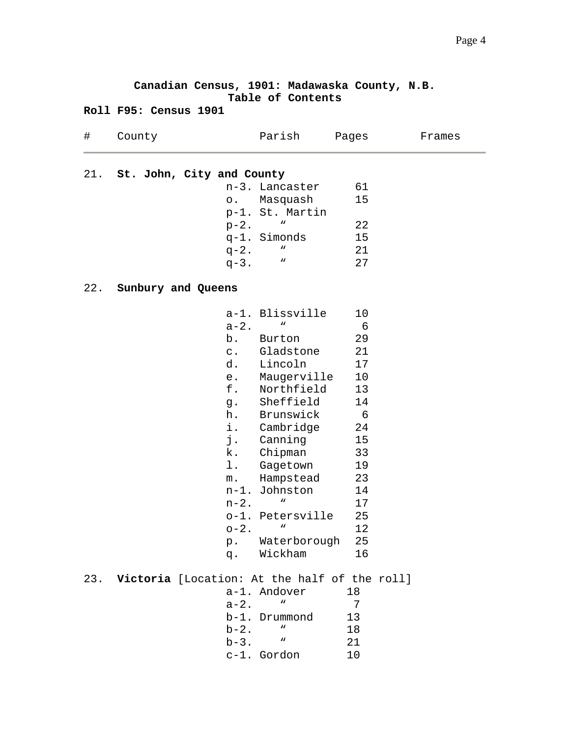**Canadian Census, 1901: Madawaska County, N.B.**
**Table of Contents**

**Roll F95: Census 1901**

| # | County | Parish | Pages | Frames |
|---|---|---|---|---|
| 21. | **St. John, City and County** | | | |
| | | n-3. Lancaster | 61 | |
| | | o. Masquash | 15 | |
| | | p-1. St. Martin | | |
| | | p-2. “ | 22 | |
| | | q-1. Simonds | 15 | |
| | | q-2. “ | 21 | |
| | | q-3. “ | 27 | |
| 22. | **Sunbury and Queens** | | | |
| | | a-1. Blissville | 10 | |
| | | a-2. “ | 6 | |
| | | b. Burton | 29 | |
| | | c. Gladstone | 21 | |
| | | d. Lincoln | 17 | |
| | | e. Maugerville | 10 | |
| | | f. Northfield | 13 | |
| | | g. Sheffield | 14 | |
| | | h. Brunswick | 6 | |
| | | i. Cambridge | 24 | |
| | | j. Canning | 15 | |
| | | k. Chipman | 33 | |
| | | l. Gagetown | 19 | |
| | | m. Hampstead | 23 | |
| | | n-1. Johnston | 14 | |
| | | n-2. “ | 17 | |
| | | o-1. Petersville | 25 | |
| | | o-2. “ | 12 | |
| | | p. Waterborough | 25 | |
| | | q. Wickham | 16 | |
| 23. | **Victoria** [Location: At the half of the roll] | | | |
| | | a-1. Andover | 18 | |
| | | a-2. “ | 7 | |
| | | b-1. Drummond | 13 | |
| | | b-2. “ | 18 | |
| | | b-3. “ | 21 | |
| | | c-1. Gordon | 10 | |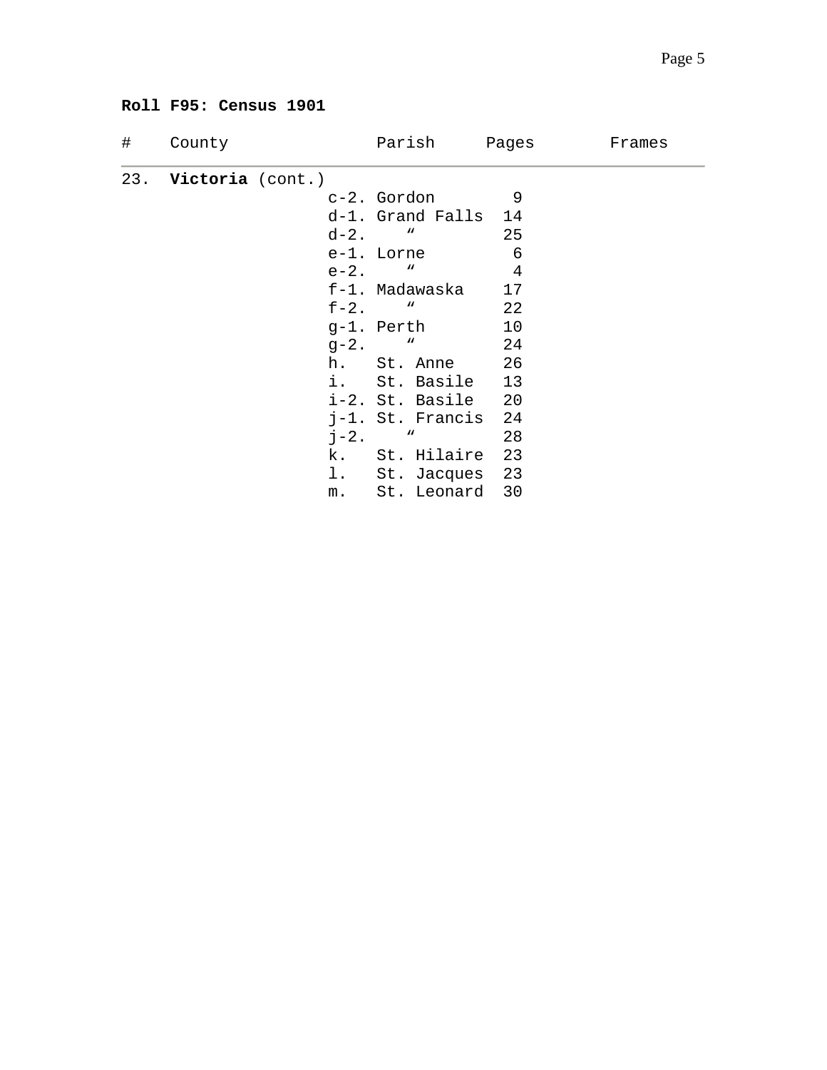**Roll F95: Census 1901**

| # | County | | Parish | Pages | Frames |
|---|---|---|---|---|---|
| 23. | **Victoria** (cont.) | | | | |
| | | c-2. | Gordon | 9 | |
| | | d-1. | Grand Falls | 14 | |
| | | d-2. | " | 25 | |
| | | e-1. | Lorne | 6 | |
| | | e-2. | " | 4 | |
| | | f-1. | Madawaska | 17 | |
| | | f-2. | " | 22 | |
| | | g-1. | Perth | 10 | |
| | | g-2. | " | 24 | |
| | | h. | St. Anne | 26 | |
| | | i. | St. Basile | 13 | |
| | | i-2. | St. Basile | 20 | |
| | | j-1. | St. Francis | 24 | |
| | | j-2. | " | 28 | |
| | | k. | St. Hilaire | 23 | |
| | | l. | St. Jacques | 23 | |
| | | m. | St. Leonard | 30 | |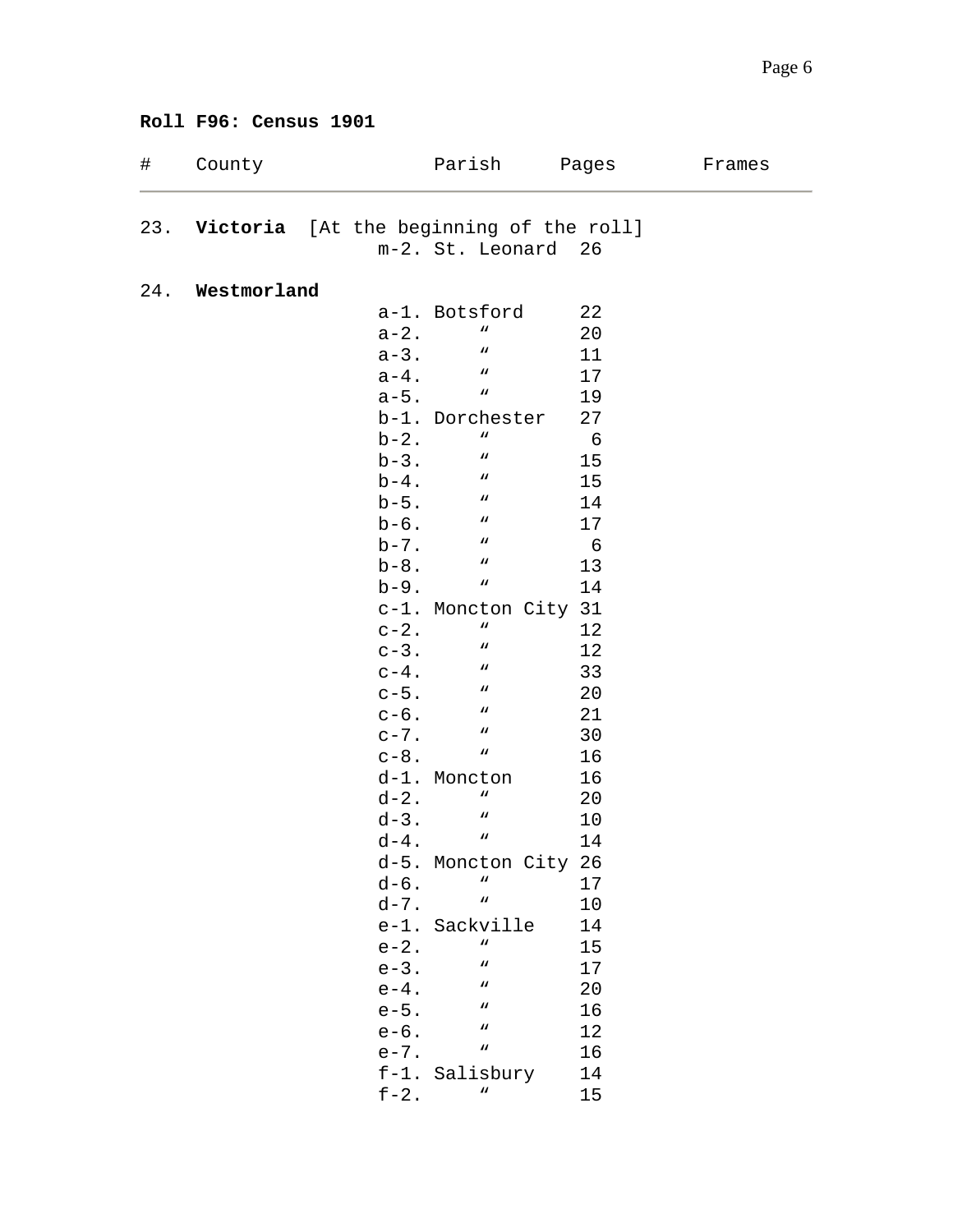**Roll F96: Census 1901**

| # | County | Parish | Pages | Frames |
|---|---|---|---|---|
| 23. | **Victoria** [At the beginning of the roll] | | | |
| | | m-2. St. Leonard | 26 | |
| 24. | **Westmorland** | | | |
| | | a-1. Botsford | 22 | |
| | | a-2. " | 20 | |
| | | a-3. " | 11 | |
| | | a-4. " | 17 | |
| | | a-5. " | 19 | |
| | | b-1. Dorchester | 27 | |
| | | b-2. " | 6 | |
| | | b-3. " | 15 | |
| | | b-4. " | 15 | |
| | | b-5. " | 14 | |
| | | b-6. " | 17 | |
| | | b-7. " | 6 | |
| | | b-8. " | 13 | |
| | | b-9. " | 14 | |
| | | c-1. Moncton City | 31 | |
| | | c-2. " | 12 | |
| | | c-3. " | 12 | |
| | | c-4. " | 33 | |
| | | c-5. " | 20 | |
| | | c-6. " | 21 | |
| | | c-7. " | 30 | |
| | | c-8. " | 16 | |
| | | d-1. Moncton | 16 | |
| | | d-2. " | 20 | |
| | | d-3. " | 10 | |
| | | d-4. " | 14 | |
| | | d-5. Moncton City | 26 | |
| | | d-6. " | 17 | |
| | | d-7. " | 10 | |
| | | e-1. Sackville | 14 | |
| | | e-2. " | 15 | |
| | | e-3. " | 17 | |
| | | e-4. " | 20 | |
| | | e-5. " | 16 | |
| | | e-6. " | 12 | |
| | | e-7. " | 16 | |
| | | f-1. Salisbury | 14 | |
| | | f-2. " | 15 | |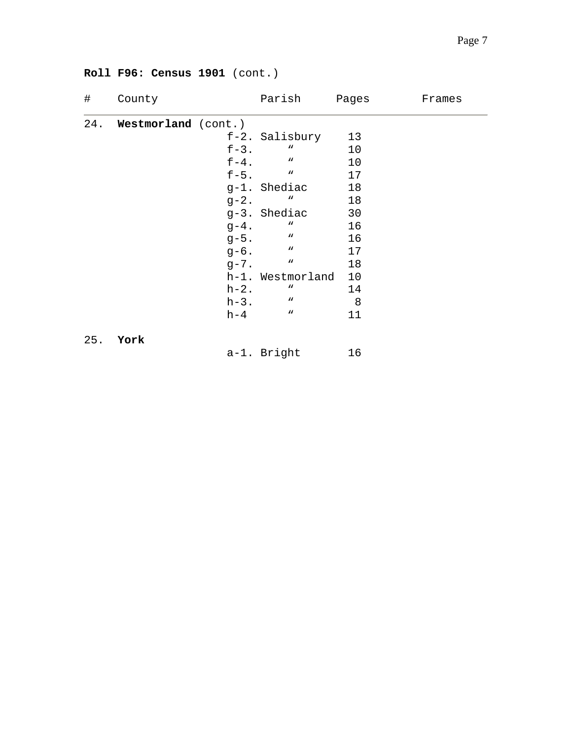**Roll F96: Census 1901** (cont.)

| # | County | | Parish | Pages | Frames |
|---|---|---|---|---|---|
| 24. | **Westmorland** (cont.) | | | | |
| | | f-2. | Salisbury | 13 | |
| | | f-3. | " | 10 | |
| | | f-4. | " | 10 | |
| | | f-5. | " | 17 | |
| | | g-1. | Shediac | 18 | |
| | | g-2. | " | 18 | |
| | | g-3. | Shediac | 30 | |
| | | g-4. | " | 16 | |
| | | g-5. | " | 16 | |
| | | g-6. | " | 17 | |
| | | g-7. | " | 18 | |
| | | h-1. | Westmorland | 10 | |
| | | h-2. | " | 14 | |
| | | h-3. | " | 8 | |
| | | h-4 | " | 11 | |
| 25. | **York** | | | | |
| | | a-1. | Bright | 16 | |